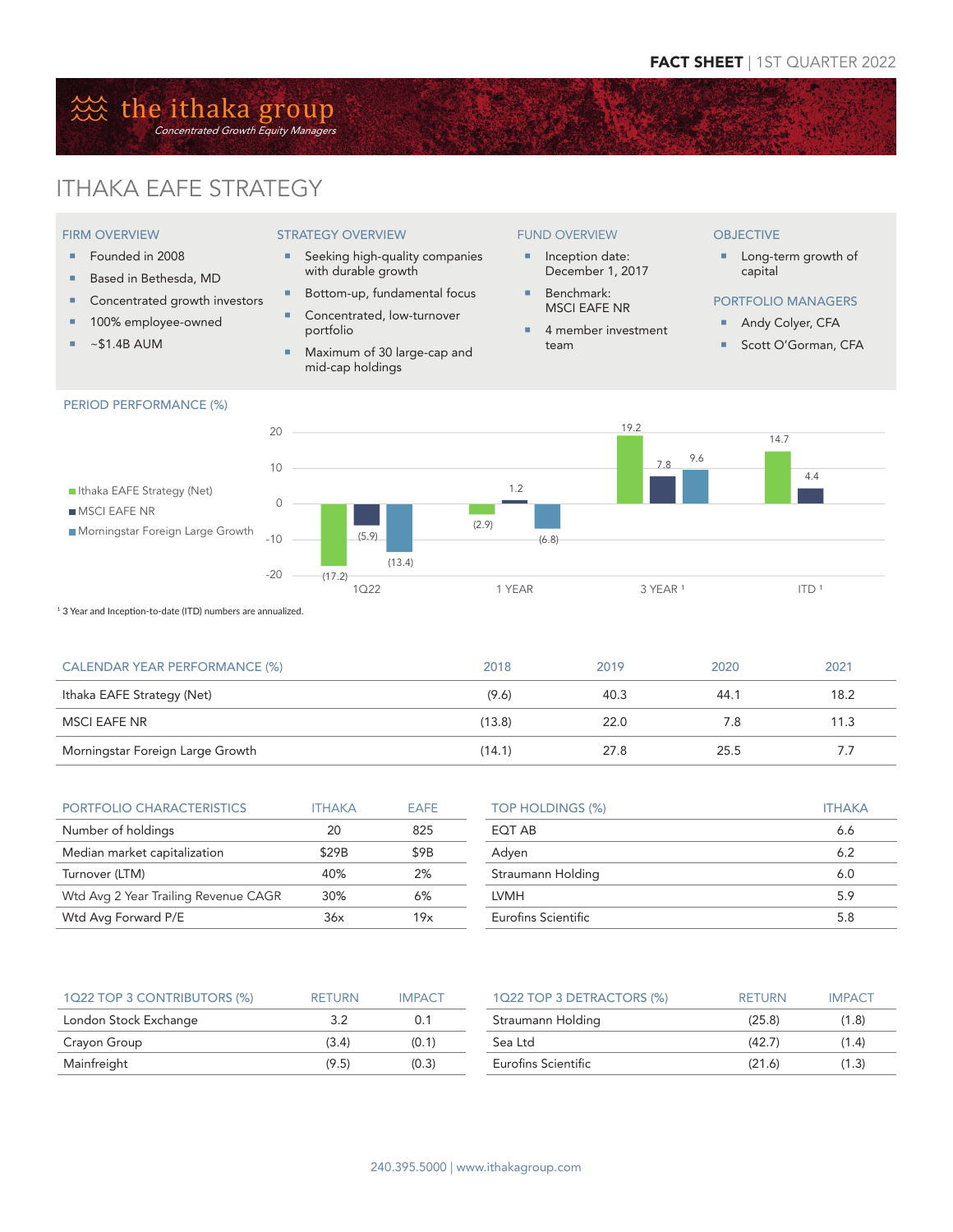FACT SHEET | 1ST QUARTER 2022

# the ithaka group

*Concentrated Growth Equity Managers*

# ITHAKA EAFE STRATEGY

### FIRM OVERVIEW

- Founded in 2008
- Based in Bethesda, MD
- Concentrated growth investors
- 100% employee-owned
- ~$1.4B AUM

### STRATEGY OVERVIEW

- Seeking high-quality companies with durable growth
- Bottom-up, fundamental focus
- Concentrated, low-turnover portfolio
- Maximum of 30 large-cap and mid-cap holdings

### FUND OVERVIEW

- Inception date: December 1, 2017
- Benchmark: MSCI EAFE NR
- 4 member investment team

### OBJECTIVE

- Long-term growth of capital

### PORTFOLIO MANAGERS

- Andy Colyer, CFA
- Scott O'Gorman, CFA

### PERIOD PERFORMANCE (%)

| | 1Q22 | 1 YEAR | 3 YEAR [1] | ITD [1] |
|---|---|---|---|---|
| Ithaka EAFE Strategy (Net) | (17.2) | (2.9) | 19.2 | 14.7 |
| MSCI EAFE NR | (5.9) | 1.2 | 7.8 | 4.4 |
| Morningstar Foreign Large Growth | (13.4) | (6.8) | 9.6 | |

[1] 3 Year and Inception-to-date (ITD) numbers are annualized.

| CALENDAR YEAR PERFORMANCE (%) | 2018 | 2019 | 2020 | 2021 |
|---|---|---|---|---|
| Ithaka EAFE Strategy (Net) | (9.6) | 40.3 | 44.1 | 18.2 |
| MSCI EAFE NR | (13.8) | 22.0 | 7.8 | 11.3 |
| Morningstar Foreign Large Growth | (14.1) | 27.8 | 25.5 | 7.7 |

| PORTFOLIO CHARACTERISTICS | ITHAKA | EAFE |
|---|---|---|
| Number of holdings | 20 | 825 |
| Median market capitalization | $29B | $9B |
| Turnover (LTM) | 40% | 2% |
| Wtd Avg 2 Year Trailing Revenue CAGR | 30% | 6% |
| Wtd Avg Forward P/E | 36x | 19x |

| TOP HOLDINGS (%) | ITHAKA |
|---|---|
| EQT AB | 6.6 |
| Adyen | 6.2 |
| Straumann Holding | 6.0 |
| LVMH | 5.9 |
| Eurofins Scientific | 5.8 |

| 1Q22 TOP 3 CONTRIBUTORS (%) | RETURN | IMPACT |
|---|---|---|
| London Stock Exchange | 3.2 | 0.1 |
| Crayon Group | (3.4) | (0.1) |
| Mainfreight | (9.5) | (0.3) |

| 1Q22 TOP 3 DETRACTORS (%) | RETURN | IMPACT |
|---|---|---|
| Straumann Holding | (25.8) | (1.8) |
| Sea Ltd | (42.7) | (1.4) |
| Eurofins Scientific | (21.6) | (1.3) |

240.395.5000 | www.ithakagroup.com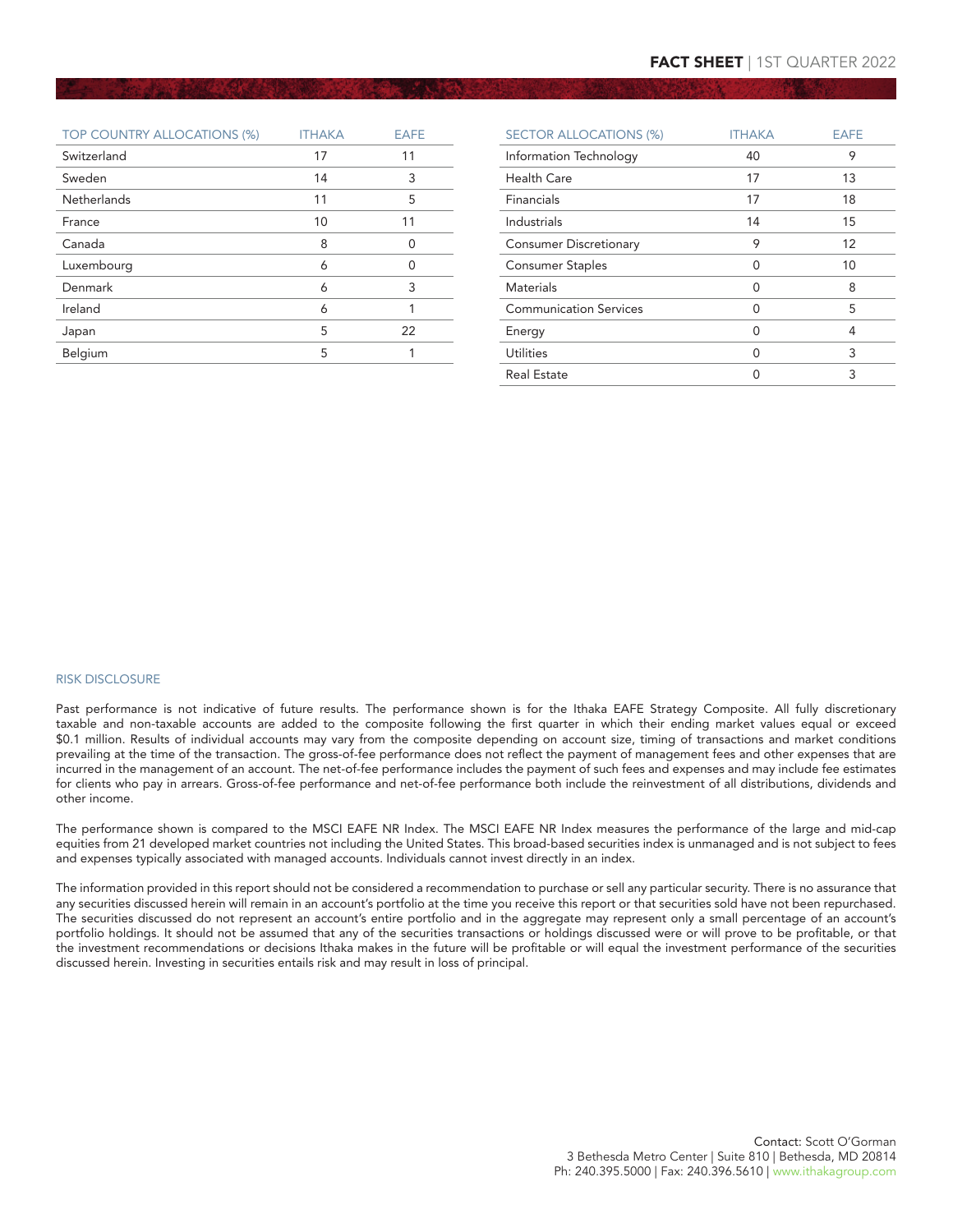| TOP COUNTRY ALLOCATIONS (%) | ITHAKA | EAFE |
|---|---|---|
| Switzerland | 17 | 11 |
| Sweden | 14 | 3 |
| Netherlands | 11 | 5 |
| France | 10 | 11 |
| Canada | 8 | 0 |
| Luxembourg | 6 | 0 |
| Denmark | 6 | 3 |
| Ireland | 6 | 1 |
| Japan | 5 | 22 |
| Belgium | 5 | 1 |

| SECTOR ALLOCATIONS (%) | ITHAKA | EAFE |
|---|---|---|
| Information Technology | 40 | 9 |
| Health Care | 17 | 13 |
| Financials | 17 | 18 |
| Industrials | 14 | 15 |
| Consumer Discretionary | 9 | 12 |
| Consumer Staples | 0 | 10 |
| Materials | 0 | 8 |
| Communication Services | 0 | 5 |
| Energy | 0 | 4 |
| Utilities | 0 | 3 |
| Real Estate | 0 | 3 |

## RISK DISCLOSURE

Past performance is not indicative of future results. The performance shown is for the Ithaka EAFE Strategy Composite. All fully discretionary taxable and non-taxable accounts are added to the composite following the first quarter in which their ending market values equal or exceed $0.1 million. Results of individual accounts may vary from the composite depending on account size, timing of transactions and market conditions prevailing at the time of the transaction. The gross-of-fee performance does not reflect the payment of management fees and other expenses that are incurred in the management of an account. The net-of-fee performance includes the payment of such fees and expenses and may include fee estimates for clients who pay in arrears. Gross-of-fee performance and net-of-fee performance both include the reinvestment of all distributions, dividends and other income.

The performance shown is compared to the MSCI EAFE NR Index. The MSCI EAFE NR Index measures the performance of the large and mid-cap equities from 21 developed market countries not including the United States. This broad-based securities index is unmanaged and is not subject to fees and expenses typically associated with managed accounts. Individuals cannot invest directly in an index.

The information provided in this report should not be considered a recommendation to purchase or sell any particular security. There is no assurance that any securities discussed herein will remain in an account's portfolio at the time you receive this report or that securities sold have not been repurchased. The securities discussed do not represent an account's entire portfolio and in the aggregate may represent only a small percentage of an account's portfolio holdings. It should not be assumed that any of the securities transactions or holdings discussed were or will prove to be profitable, or that the investment recommendations or decisions Ithaka makes in the future will be profitable or will equal the investment performance of the securities discussed herein. Investing in securities entails risk and may result in loss of principal.

Contact: Scott O'Gorman
3 Bethesda Metro Center | Suite 810 | Bethesda, MD 20814
Ph: 240.395.5000 | Fax: 240.396.5610 | www.ithakagroup.com